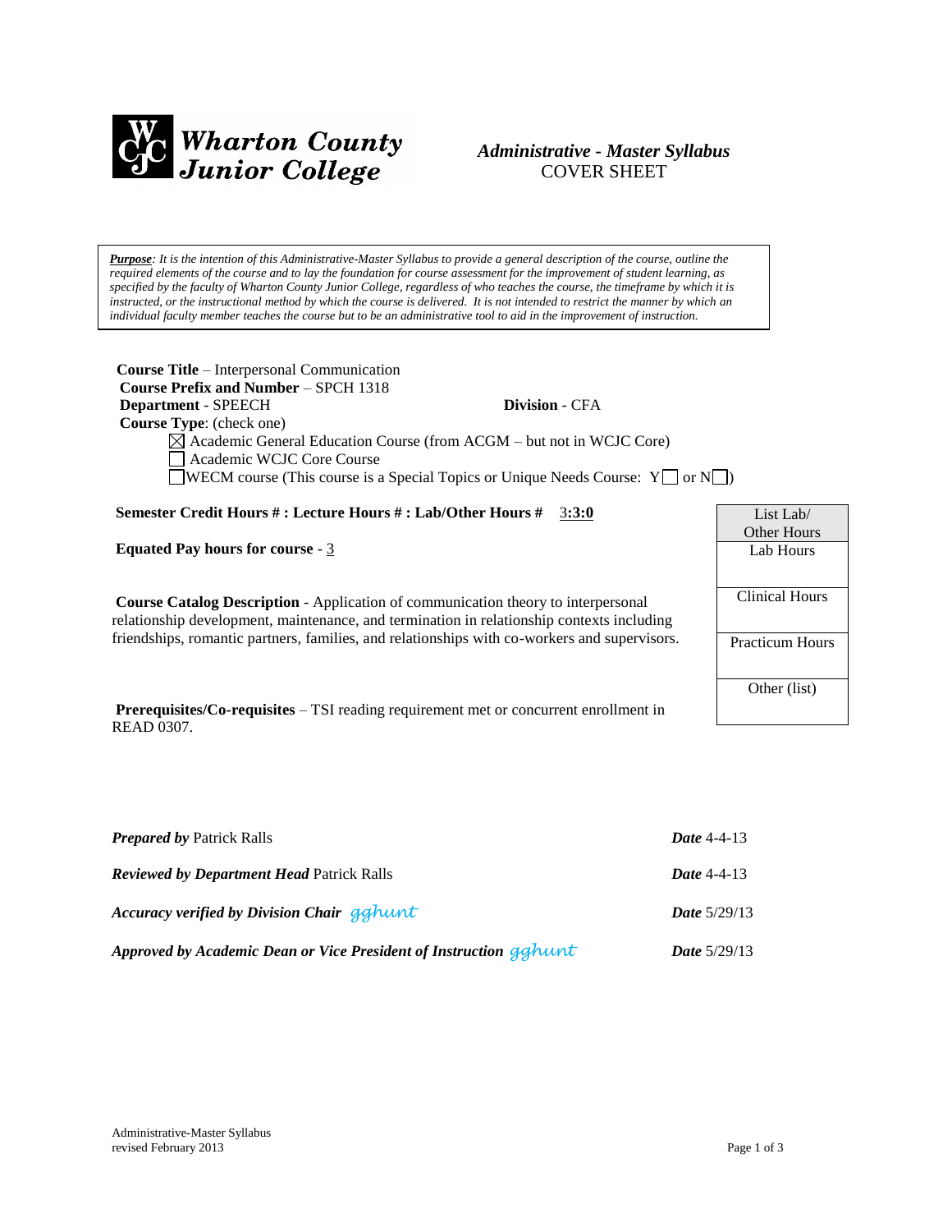**Wharton County Junior College**

# *Administrative - Master Syllabus*
COVER SHEET

***Purpose**: It is the intention of this Administrative-Master Syllabus to provide a general description of the course, outline the required elements of the course and to lay the foundation for course assessment for the improvement of student learning, as specified by the faculty of Wharton County Junior College, regardless of who teaches the course, the timeframe by which it is instructed, or the instructional method by which the course is delivered. It is not intended to restrict the manner by which an individual faculty member teaches the course but to be an administrative tool to aid in the improvement of instruction.*

**Course Title** – Interpersonal Communication
**Course Prefix and Number** – SPCH 1318
**Department** - SPEECH **Division** - CFA
**Course Type**: (check one)

- ☒ Academic General Education Course (from ACGM – but not in WCJC Core)
- ☐ Academic WCJC Core Course
- ☐ WECM course (This course is a Special Topics or Unique Needs Course: Y☐ or N☐)

**Semester Credit Hours # : Lecture Hours # : Lab/Other Hours #** 3:3:0

**Equated Pay hours for course** - 3

| List Lab/ Other Hours |
|---|
| Lab Hours |
| Clinical Hours |
| Practicum Hours |
| Other (list) |

**Course Catalog Description** - Application of communication theory to interpersonal relationship development, maintenance, and termination in relationship contexts including friendships, romantic partners, families, and relationships with co-workers and supervisors.

**Prerequisites/Co-requisites** – TSI reading requirement met or concurrent enrollment in READ 0307.

***Prepared by*** Patrick Ralls ***Date*** 4-4-13

***Reviewed by Department Head*** Patrick Ralls ***Date*** 4-4-13

***Accuracy verified by Division Chair*** gghunt ***Date*** 5/29/13

***Approved by Academic Dean or Vice President of Instruction*** gghunt ***Date*** 5/29/13

Administrative-Master Syllabus
revised February 2013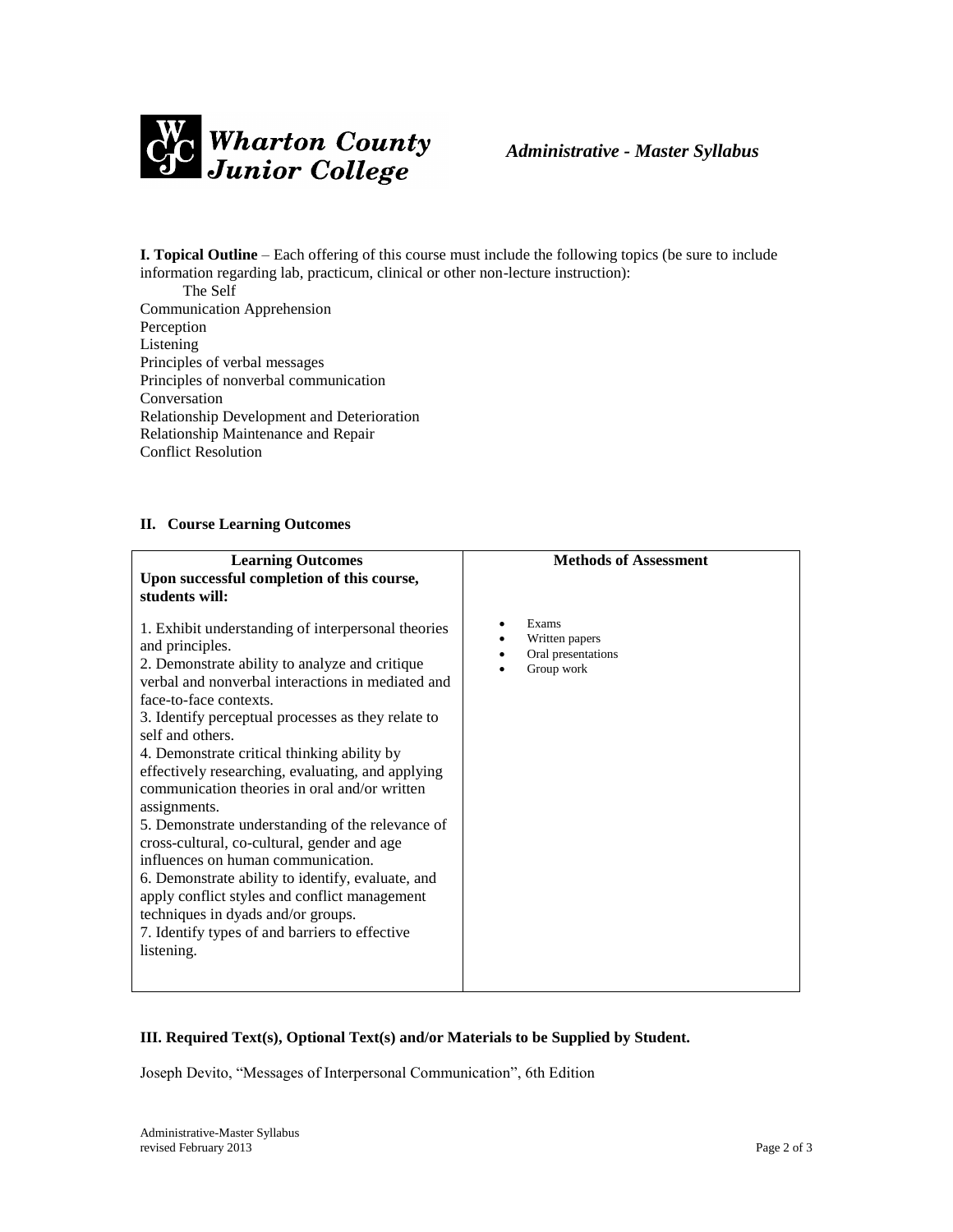**Wharton County Junior College** — *Administrative - Master Syllabus*

**I. Topical Outline** – Each offering of this course must include the following topics (be sure to include information regarding lab, practicum, clinical or other non-lecture instruction):

The Self
Communication Apprehension
Perception
Listening
Principles of verbal messages
Principles of nonverbal communication
Conversation
Relationship Development and Deterioration
Relationship Maintenance and Repair
Conflict Resolution

## II. Course Learning Outcomes

| Learning Outcomes<br>Upon successful completion of this course, students will: | Methods of Assessment |
|---|---|
| 1. Exhibit understanding of interpersonal theories and principles.<br>2. Demonstrate ability to analyze and critique verbal and nonverbal interactions in mediated and face-to-face contexts.<br>3. Identify perceptual processes as they relate to self and others.<br>4. Demonstrate critical thinking ability by effectively researching, evaluating, and applying communication theories in oral and/or written assignments.<br>5. Demonstrate understanding of the relevance of cross-cultural, co-cultural, gender and age influences on human communication.<br>6. Demonstrate ability to identify, evaluate, and apply conflict styles and conflict management techniques in dyads and/or groups.<br>7. Identify types of and barriers to effective listening. | • Exams<br>• Written papers<br>• Oral presentations<br>• Group work |

## III. Required Text(s), Optional Text(s) and/or Materials to be Supplied by Student.

Joseph Devito, "Messages of Interpersonal Communication", 6th Edition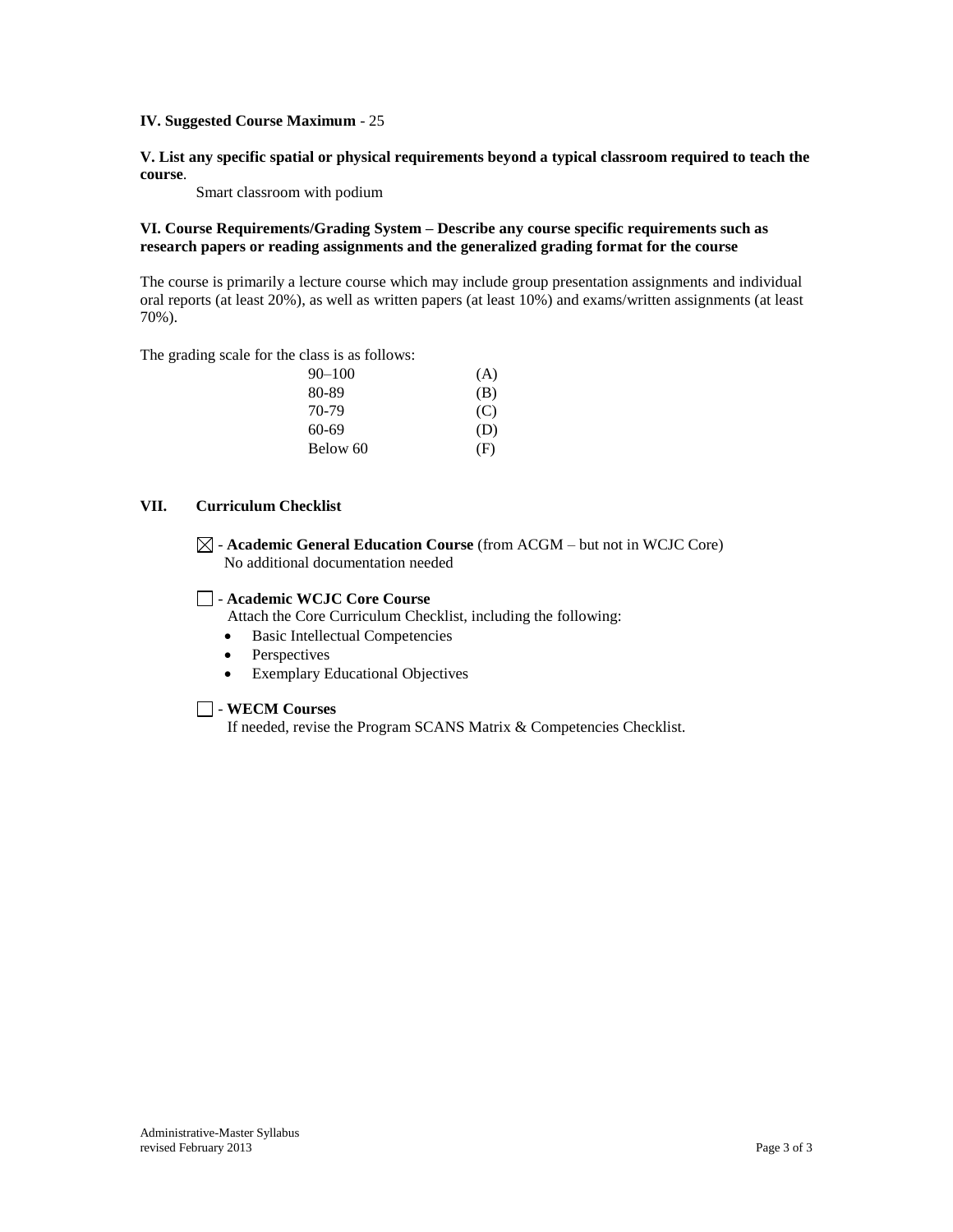**IV. Suggested Course Maximum** - 25

**V. List any specific spatial or physical requirements beyond a typical classroom required to teach the course**.

Smart classroom with podium

**VI. Course Requirements/Grading System – Describe any course specific requirements such as research papers or reading assignments and the generalized grading format for the course**

The course is primarily a lecture course which may include group presentation assignments and individual oral reports (at least 20%), as well as written papers (at least 10%) and exams/written assignments (at least 70%).

The grading scale for the class is as follows:

| | |
|---|---|
| 90–100 | (A) |
| 80-89 | (B) |
| 70-79 | (C) |
| 60-69 | (D) |
| Below 60 | (F) |

**VII. Curriculum Checklist**

☒ - **Academic General Education Course** (from ACGM – but not in WCJC Core)
No additional documentation needed

☐ - **Academic WCJC Core Course**
Attach the Core Curriculum Checklist, including the following:

- Basic Intellectual Competencies
- Perspectives
- Exemplary Educational Objectives

☐ - **WECM Courses**
If needed, revise the Program SCANS Matrix & Competencies Checklist.